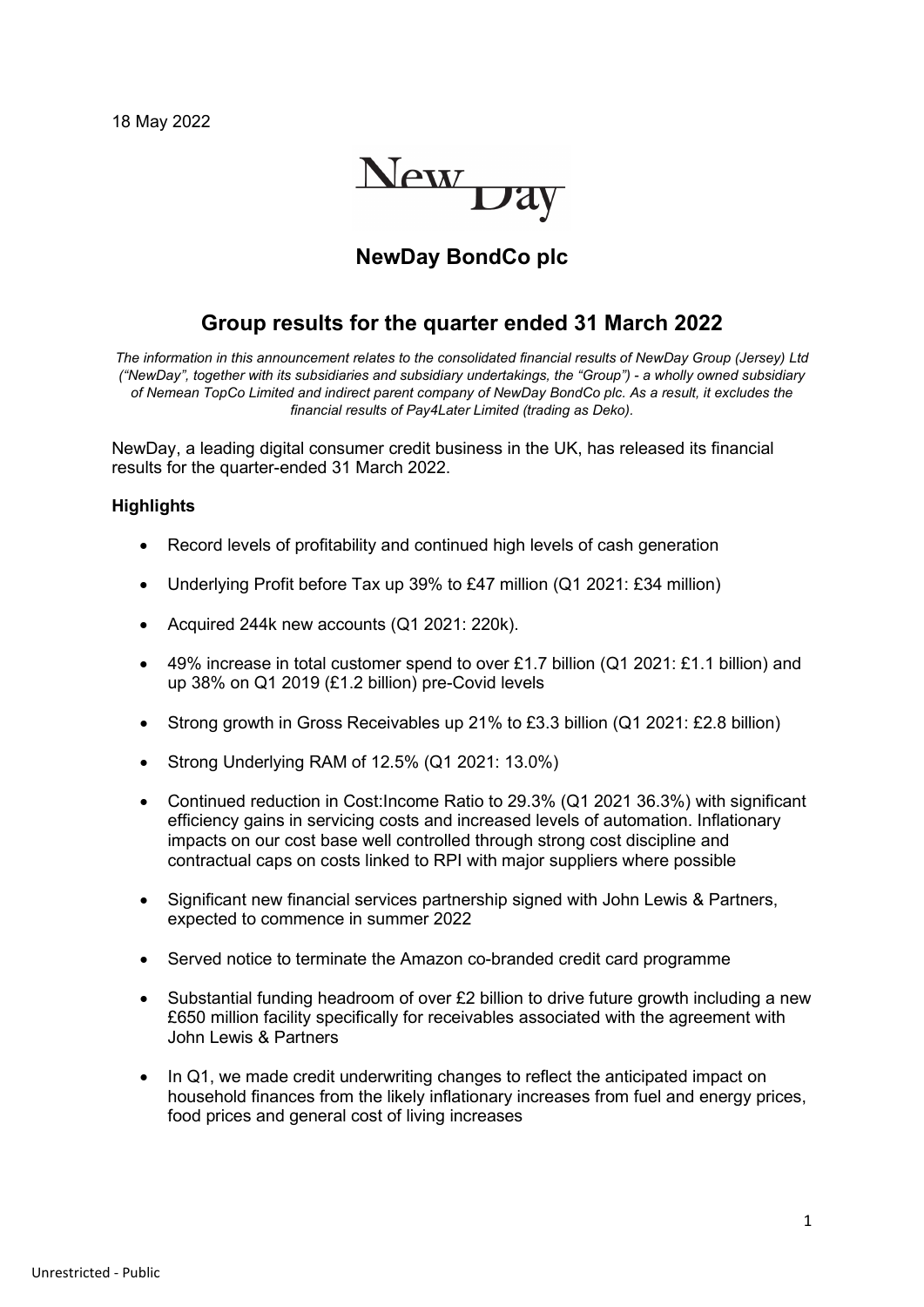18 May 2022

NewDay

# NewDay BondCo plc

## Group results for the quarter ended 31 March 2022

*The information in this announcement relates to the consolidated financial results of NewDay Group (Jersey) Ltd ("NewDay", together with its subsidiaries and subsidiary undertakings, the "Group") - a wholly owned subsidiary of Nemean TopCo Limited and indirect parent company of NewDay BondCo plc. As a result, it excludes the financial results of Pay4Later Limited (trading as Deko).*

NewDay, a leading digital consumer credit business in the UK, has released its financial results for the quarter-ended 31 March 2022.

**Highlights**

- Record levels of profitability and continued high levels of cash generation
- Underlying Profit before Tax up 39% to £47 million (Q1 2021: £34 million)
- Acquired 244k new accounts (Q1 2021: 220k).
- 49% increase in total customer spend to over £1.7 billion (Q1 2021: £1.1 billion) and up 38% on Q1 2019 (£1.2 billion) pre-Covid levels
- Strong growth in Gross Receivables up 21% to £3.3 billion (Q1 2021: £2.8 billion)
- Strong Underlying RAM of 12.5% (Q1 2021: 13.0%)
- Continued reduction in Cost:Income Ratio to 29.3% (Q1 2021 36.3%) with significant efficiency gains in servicing costs and increased levels of automation. Inflationary impacts on our cost base well controlled through strong cost discipline and contractual caps on costs linked to RPI with major suppliers where possible
- Significant new financial services partnership signed with John Lewis & Partners, expected to commence in summer 2022
- Served notice to terminate the Amazon co-branded credit card programme
- Substantial funding headroom of over £2 billion to drive future growth including a new £650 million facility specifically for receivables associated with the agreement with John Lewis & Partners
- In Q1, we made credit underwriting changes to reflect the anticipated impact on household finances from the likely inflationary increases from fuel and energy prices, food prices and general cost of living increases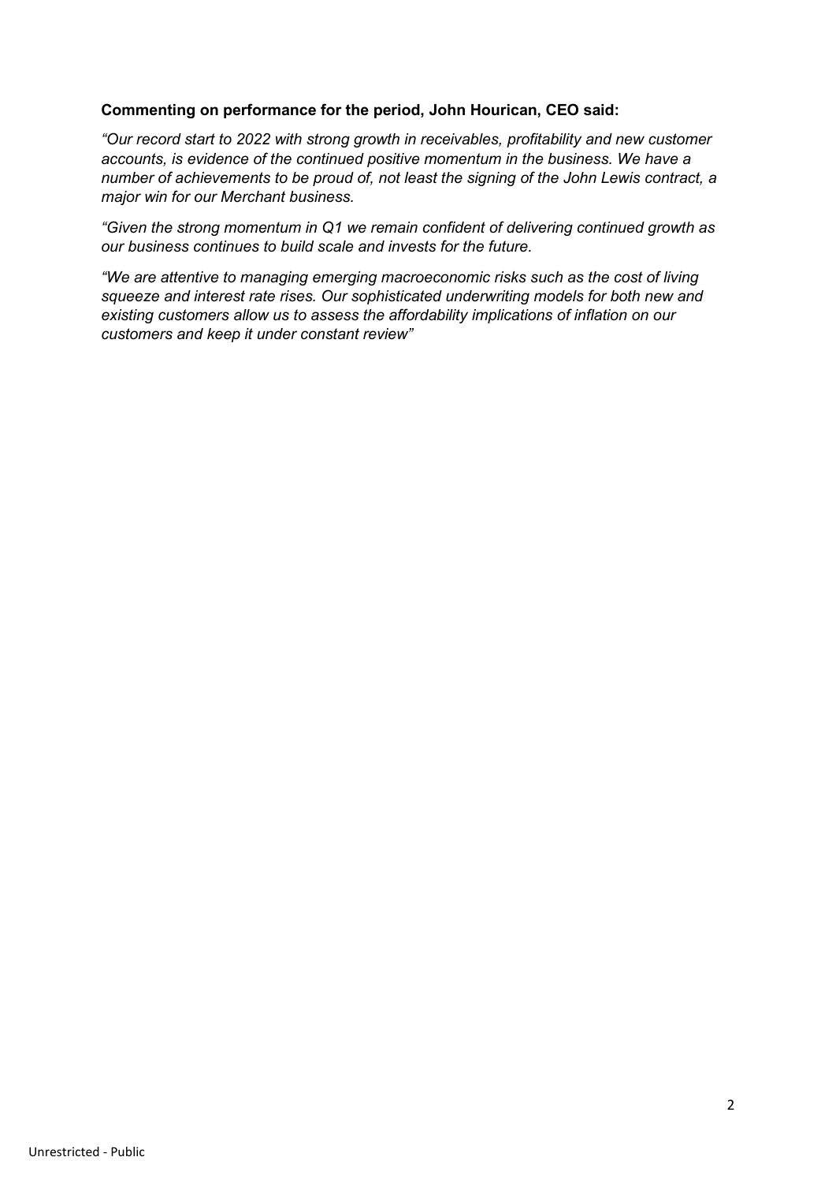**Commenting on performance for the period, John Hourican, CEO said:**

*"Our record start to 2022 with strong growth in receivables, profitability and new customer accounts, is evidence of the continued positive momentum in the business. We have a number of achievements to be proud of, not least the signing of the John Lewis contract, a major win for our Merchant business.*

*"Given the strong momentum in Q1 we remain confident of delivering continued growth as our business continues to build scale and invests for the future.*

*"We are attentive to managing emerging macroeconomic risks such as the cost of living squeeze and interest rate rises. Our sophisticated underwriting models for both new and existing customers allow us to assess the affordability implications of inflation on our customers and keep it under constant review"*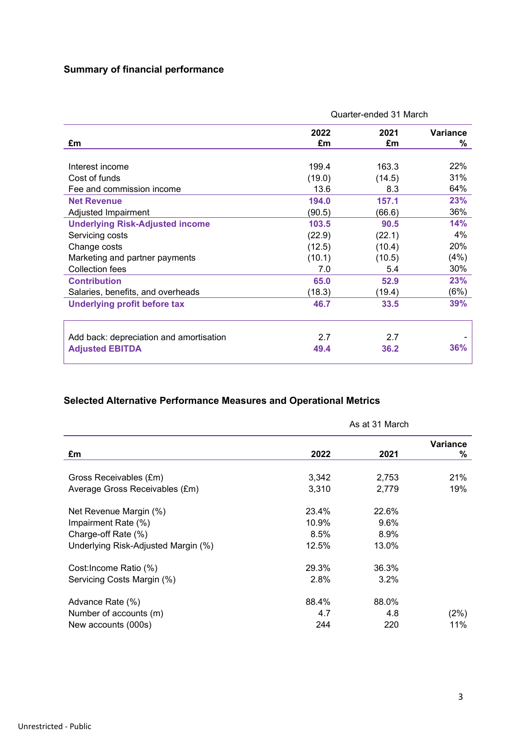### Summary of financial performance

| £m | Quarter-ended 31 March 2022 £m | 2021 £m | Variance % |
|---|---|---|---|
| Interest income | 199.4 | 163.3 | 22% |
| Cost of funds | (19.0) | (14.5) | 31% |
| Fee and commission income | 13.6 | 8.3 | 64% |
| **Net Revenue** | **194.0** | **157.1** | **23%** |
| Adjusted Impairment | (90.5) | (66.6) | 36% |
| **Underlying Risk-Adjusted income** | **103.5** | **90.5** | **14%** |
| Servicing costs | (22.9) | (22.1) | 4% |
| Change costs | (12.5) | (10.4) | 20% |
| Marketing and partner payments | (10.1) | (10.5) | (4%) |
| Collection fees | 7.0 | 5.4 | 30% |
| **Contribution** | **65.0** | **52.9** | **23%** |
| Salaries, benefits, and overheads | (18.3) | (19.4) | (6%) |
| **Underlying profit before tax** | **46.7** | **33.5** | **39%** |
| | | | |
| Add back: depreciation and amortisation | 2.7 | 2.7 | - |
| **Adjusted EBITDA** | **49.4** | **36.2** | **36%** |

### Selected Alternative Performance Measures and Operational Metrics

| £m | As at 31 March 2022 | 2021 | Variance % |
|---|---|---|---|
| Gross Receivables (£m) | 3,342 | 2,753 | 21% |
| Average Gross Receivables (£m) | 3,310 | 2,779 | 19% |
| | | | |
| Net Revenue Margin (%) | 23.4% | 22.6% | |
| Impairment Rate (%) | 10.9% | 9.6% | |
| Charge-off Rate (%) | 8.5% | 8.9% | |
| Underlying Risk-Adjusted Margin (%) | 12.5% | 13.0% | |
| | | | |
| Cost:Income Ratio (%) | 29.3% | 36.3% | |
| Servicing Costs Margin (%) | 2.8% | 3.2% | |
| | | | |
| Advance Rate (%) | 88.4% | 88.0% | |
| Number of accounts (m) | 4.7 | 4.8 | (2%) |
| New accounts (000s) | 244 | 220 | 11% |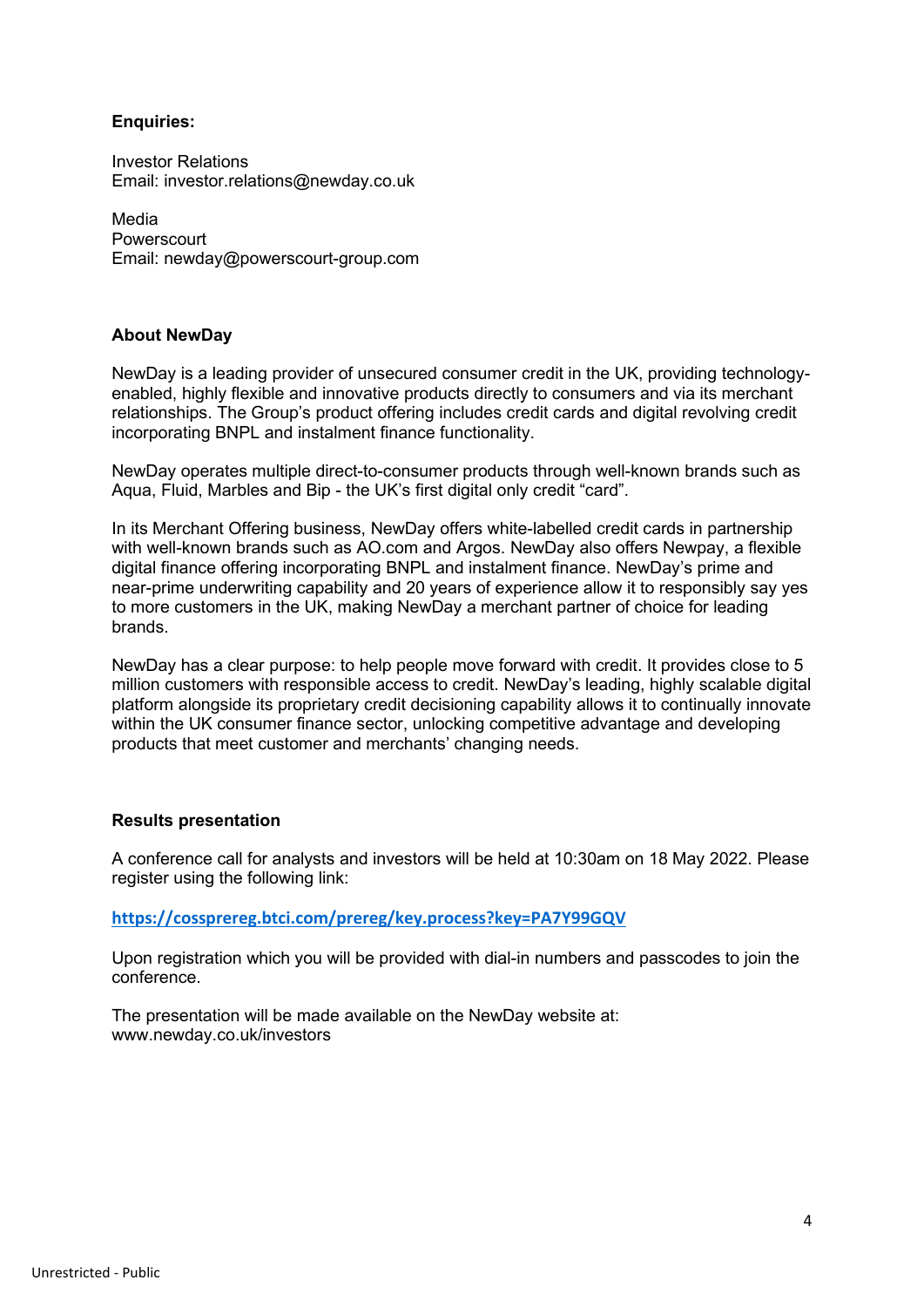**Enquiries:**

Investor Relations  
Email: investor.relations@newday.co.uk

Media  
Powerscourt  
Email: newday@powerscourt-group.com

**About NewDay**

NewDay is a leading provider of unsecured consumer credit in the UK, providing technology-enabled, highly flexible and innovative products directly to consumers and via its merchant relationships. The Group's product offering includes credit cards and digital revolving credit incorporating BNPL and instalment finance functionality.

NewDay operates multiple direct-to-consumer products through well-known brands such as Aqua, Fluid, Marbles and Bip - the UK's first digital only credit "card".

In its Merchant Offering business, NewDay offers white-labelled credit cards in partnership with well-known brands such as AO.com and Argos. NewDay also offers Newpay, a flexible digital finance offering incorporating BNPL and instalment finance. NewDay's prime and near-prime underwriting capability and 20 years of experience allow it to responsibly say yes to more customers in the UK, making NewDay a merchant partner of choice for leading brands.

NewDay has a clear purpose: to help people move forward with credit. It provides close to 5 million customers with responsible access to credit. NewDay's leading, highly scalable digital platform alongside its proprietary credit decisioning capability allows it to continually innovate within the UK consumer finance sector, unlocking competitive advantage and developing products that meet customer and merchants' changing needs.

**Results presentation**

A conference call for analysts and investors will be held at 10:30am on 18 May 2022. Please register using the following link:

**https://cossprereg.btci.com/prereg/key.process?key=PA7Y99GQV**

Upon registration which you will be provided with dial-in numbers and passcodes to join the conference.

The presentation will be made available on the NewDay website at:  
www.newday.co.uk/investors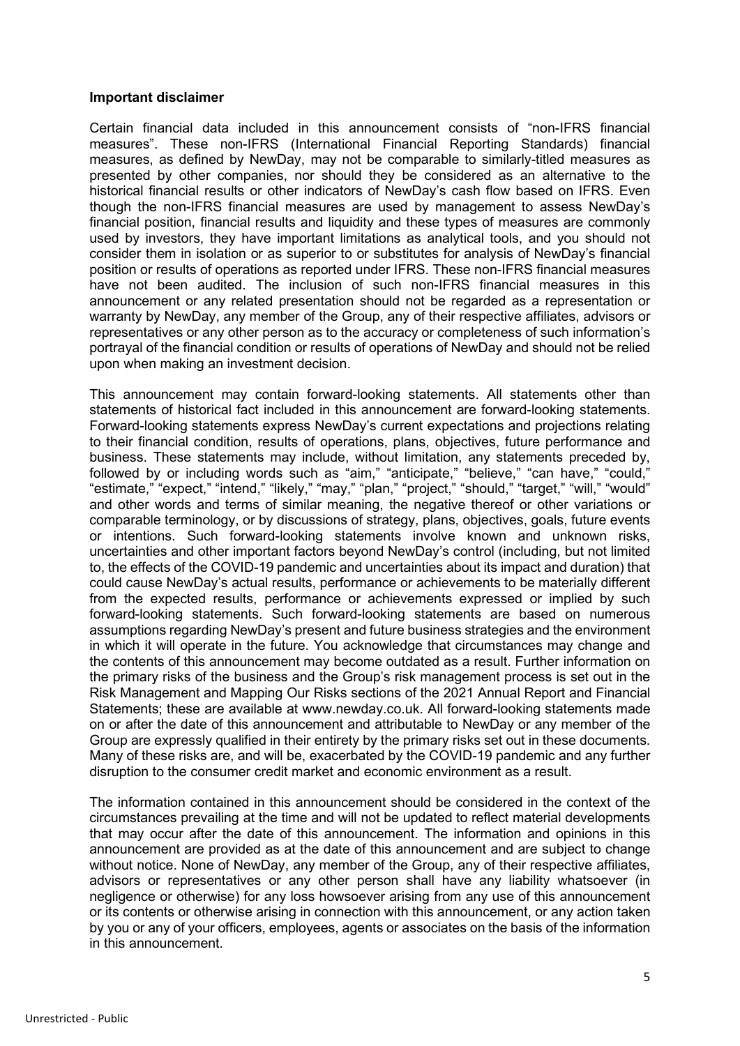**Important disclaimer**

Certain financial data included in this announcement consists of "non-IFRS financial measures". These non-IFRS (International Financial Reporting Standards) financial measures, as defined by NewDay, may not be comparable to similarly-titled measures as presented by other companies, nor should they be considered as an alternative to the historical financial results or other indicators of NewDay's cash flow based on IFRS. Even though the non-IFRS financial measures are used by management to assess NewDay's financial position, financial results and liquidity and these types of measures are commonly used by investors, they have important limitations as analytical tools, and you should not consider them in isolation or as superior to or substitutes for analysis of NewDay's financial position or results of operations as reported under IFRS. These non-IFRS financial measures have not been audited. The inclusion of such non-IFRS financial measures in this announcement or any related presentation should not be regarded as a representation or warranty by NewDay, any member of the Group, any of their respective affiliates, advisors or representatives or any other person as to the accuracy or completeness of such information's portrayal of the financial condition or results of operations of NewDay and should not be relied upon when making an investment decision.

This announcement may contain forward-looking statements. All statements other than statements of historical fact included in this announcement are forward-looking statements. Forward-looking statements express NewDay's current expectations and projections relating to their financial condition, results of operations, plans, objectives, future performance and business. These statements may include, without limitation, any statements preceded by, followed by or including words such as "aim," "anticipate," "believe," "can have," "could," "estimate," "expect," "intend," "likely," "may," "plan," "project," "should," "target," "will," "would" and other words and terms of similar meaning, the negative thereof or other variations or comparable terminology, or by discussions of strategy, plans, objectives, goals, future events or intentions. Such forward-looking statements involve known and unknown risks, uncertainties and other important factors beyond NewDay's control (including, but not limited to, the effects of the COVID-19 pandemic and uncertainties about its impact and duration) that could cause NewDay's actual results, performance or achievements to be materially different from the expected results, performance or achievements expressed or implied by such forward-looking statements. Such forward-looking statements are based on numerous assumptions regarding NewDay's present and future business strategies and the environment in which it will operate in the future. You acknowledge that circumstances may change and the contents of this announcement may become outdated as a result. Further information on the primary risks of the business and the Group's risk management process is set out in the Risk Management and Mapping Our Risks sections of the 2021 Annual Report and Financial Statements; these are available at www.newday.co.uk. All forward-looking statements made on or after the date of this announcement and attributable to NewDay or any member of the Group are expressly qualified in their entirety by the primary risks set out in these documents. Many of these risks are, and will be, exacerbated by the COVID-19 pandemic and any further disruption to the consumer credit market and economic environment as a result.

The information contained in this announcement should be considered in the context of the circumstances prevailing at the time and will not be updated to reflect material developments that may occur after the date of this announcement. The information and opinions in this announcement are provided as at the date of this announcement and are subject to change without notice. None of NewDay, any member of the Group, any of their respective affiliates, advisors or representatives or any other person shall have any liability whatsoever (in negligence or otherwise) for any loss howsoever arising from any use of this announcement or its contents or otherwise arising in connection with this announcement, or any action taken by you or any of your officers, employees, agents or associates on the basis of the information in this announcement.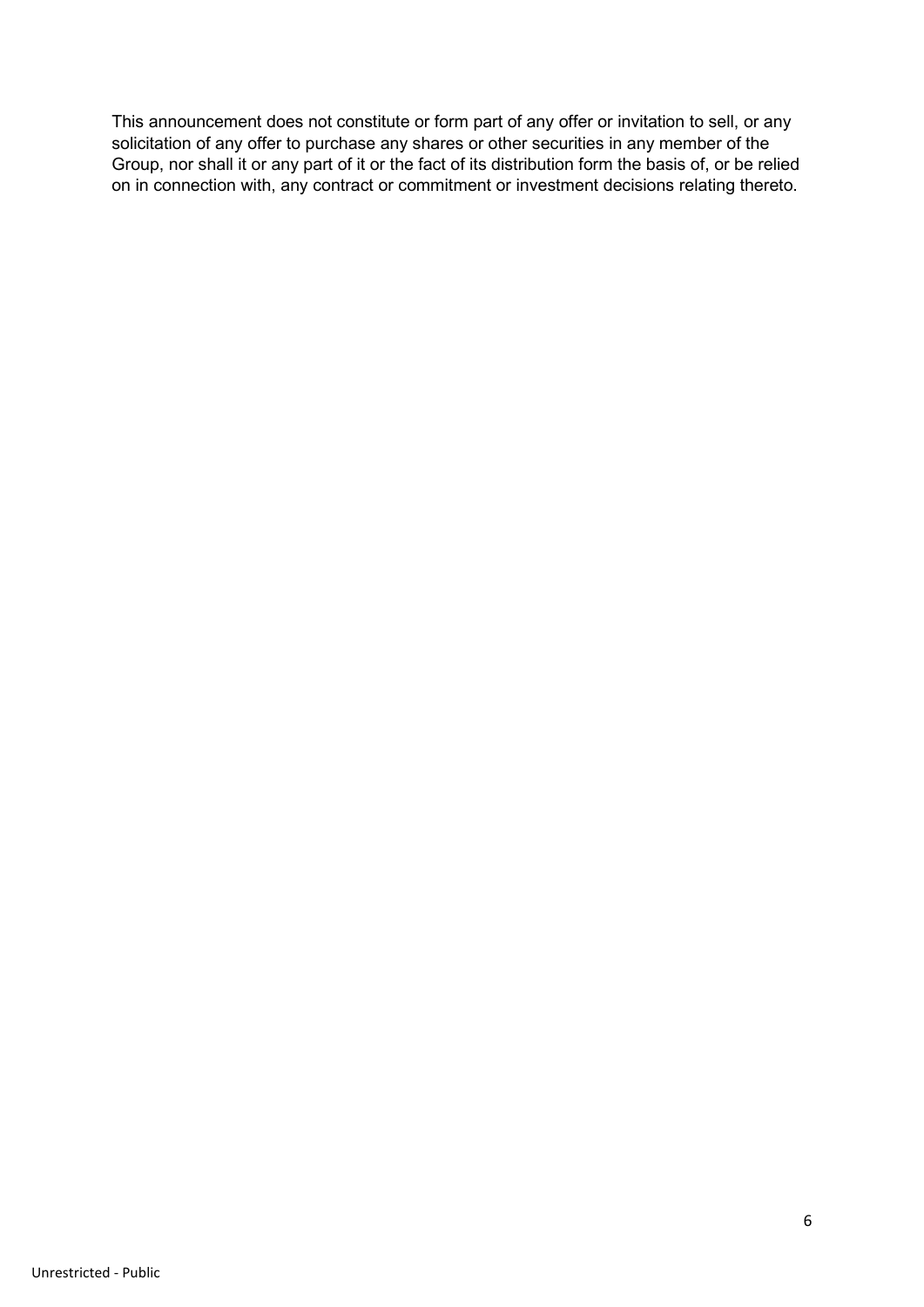This announcement does not constitute or form part of any offer or invitation to sell, or any solicitation of any offer to purchase any shares or other securities in any member of the Group, nor shall it or any part of it or the fact of its distribution form the basis of, or be relied on in connection with, any contract or commitment or investment decisions relating thereto.